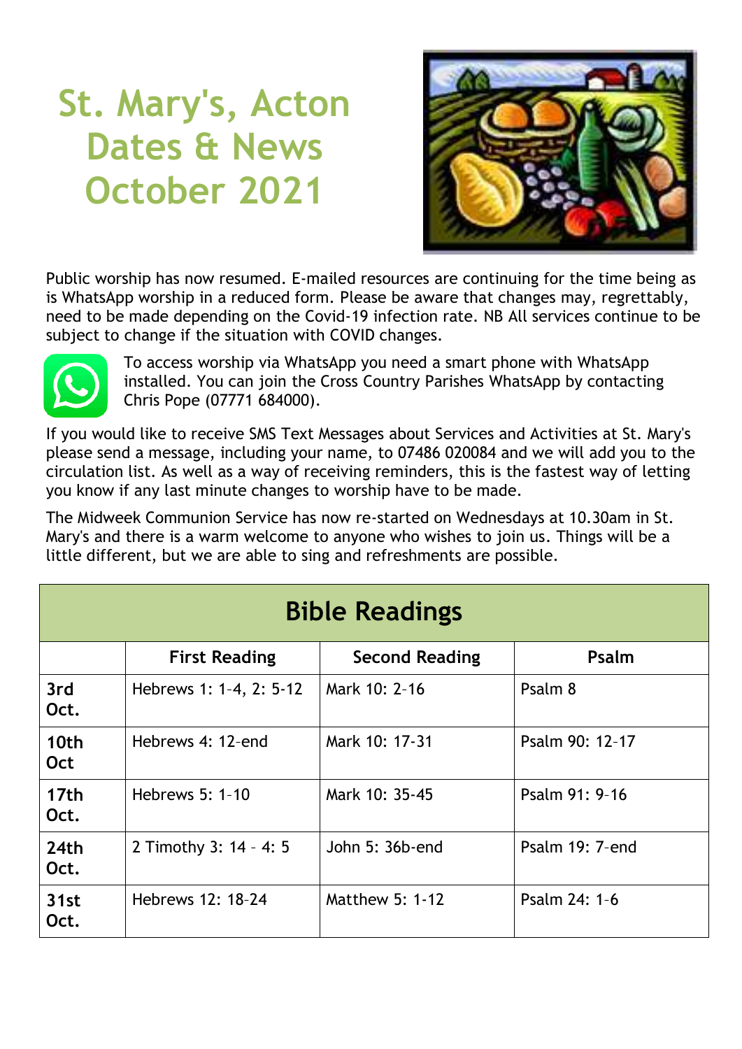# St. Mary's, Acton Dates & News October 2021

Public worship has now resumed. E-mailed resources are continuing for the time being as is WhatsApp worship in a reduced form. Please be aware that changes may, regrettably, need to be made depending on the Covid-19 infection rate. NB All services continue to be subject to change if the situation with COVID changes.

To access worship via WhatsApp you need a smart phone with WhatsApp installed. You can join the Cross Country Parishes WhatsApp by contacting Chris Pope (07771 684000).

If you would like to receive SMS Text Messages about Services and Activities at St. Mary's please send a message, including your name, to 07486 020084 and we will add you to the circulation list. As well as a way of receiving reminders, this is the fastest way of letting you know if any last minute changes to worship have to be made.

The Midweek Communion Service has now re-started on Wednesdays at 10.30am in St. Mary's and there is a warm welcome to anyone who wishes to join us. Things will be a little different, but we are able to sing and refreshments are possible.

## Bible Readings

| | First Reading | Second Reading | Psalm |
|---|---|---|---|
| **3rd Oct.** | Hebrews 1: 1-4, 2: 5-12 | Mark 10: 2-16 | Psalm 8 |
| **10th Oct** | Hebrews 4: 12-end | Mark 10: 17-31 | Psalm 90: 12-17 |
| **17th Oct.** | Hebrews 5: 1-10 | Mark 10: 35-45 | Psalm 91: 9-16 |
| **24th Oct.** | 2 Timothy 3: 14 - 4: 5 | John 5: 36b-end | Psalm 19: 7-end |
| **31st Oct.** | Hebrews 12: 18-24 | Matthew 5: 1-12 | Psalm 24: 1-6 |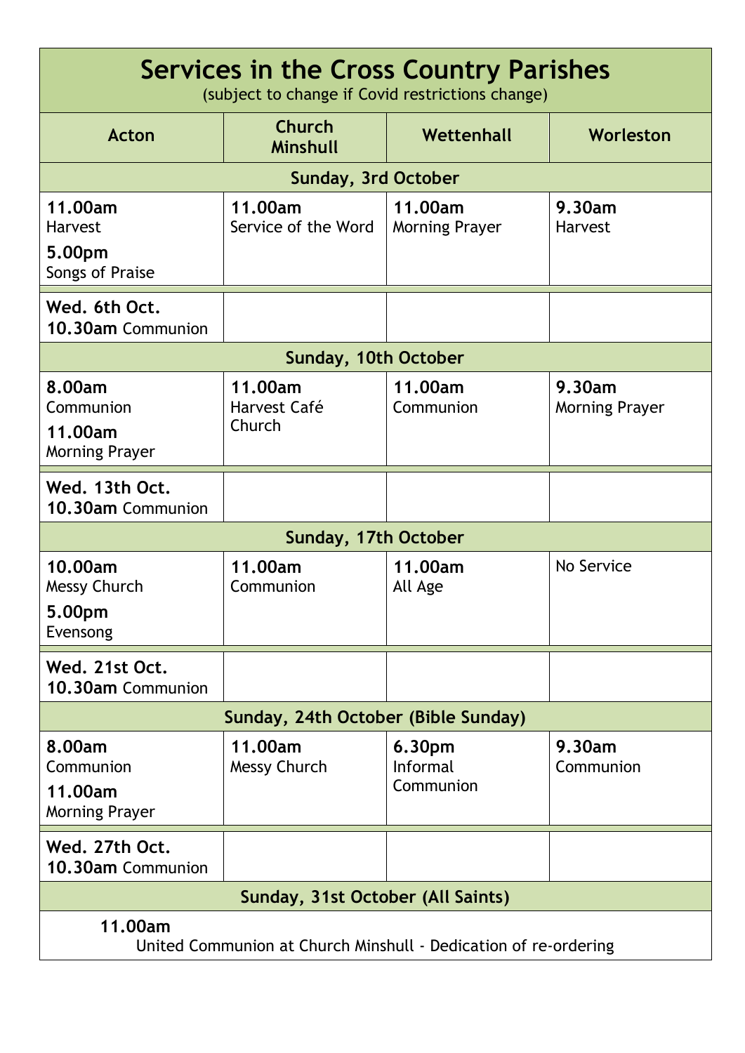# Services in the Cross Country Parishes

(subject to change if Covid restrictions change)

| Acton | Church Minshull | Wettenhall | Worleston |
|---|---|---|---|
| **Sunday, 3rd October** | | | |
| **11.00am** Harvest<br>**5.00pm** Songs of Praise | **11.00am** Service of the Word | **11.00am** Morning Prayer | **9.30am** Harvest |
| **Wed. 6th Oct.**<br>**10.30am** Communion | | | |
| **Sunday, 10th October** | | | |
| **8.00am** Communion<br>**11.00am** Morning Prayer | **11.00am** Harvest Café Church | **11.00am** Communion | **9.30am** Morning Prayer |
| **Wed. 13th Oct.**<br>**10.30am** Communion | | | |
| **Sunday, 17th October** | | | |
| **10.00am** Messy Church<br>**5.00pm** Evensong | **11.00am** Communion | **11.00am** All Age | No Service |
| **Wed. 21st Oct.**<br>**10.30am** Communion | | | |
| **Sunday, 24th October (Bible Sunday)** | | | |
| **8.00am** Communion<br>**11.00am** Morning Prayer | **11.00am** Messy Church | **6.30pm** Informal Communion | **9.30am** Communion |
| **Wed. 27th Oct.**<br>**10.30am** Communion | | | |
| **Sunday, 31st October (All Saints)** | | | |
| **11.00am** United Communion at Church Minshull - Dedication of re-ordering | | | |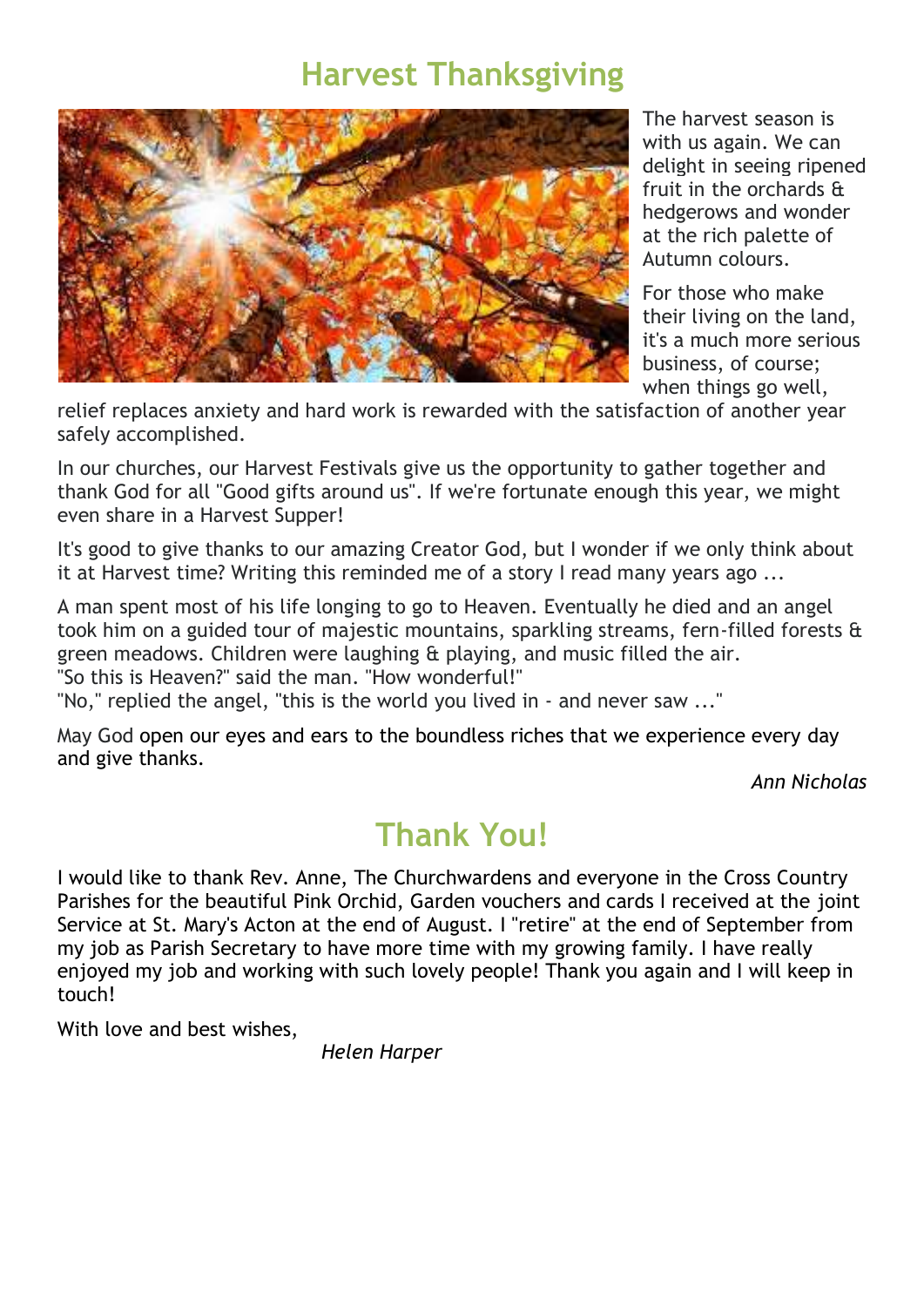# Harvest Thanksgiving

The harvest season is with us again. We can delight in seeing ripened fruit in the orchards & hedgerows and wonder at the rich palette of Autumn colours.

For those who make their living on the land, it's a much more serious business, of course; when things go well, relief replaces anxiety and hard work is rewarded with the satisfaction of another year safely accomplished.

In our churches, our Harvest Festivals give us the opportunity to gather together and thank God for all "Good gifts around us". If we're fortunate enough this year, we might even share in a Harvest Supper!

It's good to give thanks to our amazing Creator God, but I wonder if we only think about it at Harvest time? Writing this reminded me of a story I read many years ago ...

A man spent most of his life longing to go to Heaven. Eventually he died and an angel took him on a guided tour of majestic mountains, sparkling streams, fern-filled forests & green meadows. Children were laughing & playing, and music filled the air.
"So this is Heaven?" said the man. "How wonderful!"
"No," replied the angel, "this is the world you lived in - and never saw ..."

May God open our eyes and ears to the boundless riches that we experience every day and give thanks.

*Ann Nicholas*

# Thank You!

I would like to thank Rev. Anne, The Churchwardens and everyone in the Cross Country Parishes for the beautiful Pink Orchid, Garden vouchers and cards I received at the joint Service at St. Mary's Acton at the end of August. I "retire" at the end of September from my job as Parish Secretary to have more time with my growing family. I have really enjoyed my job and working with such lovely people! Thank you again and I will keep in touch!

With love and best wishes,

*Helen Harper*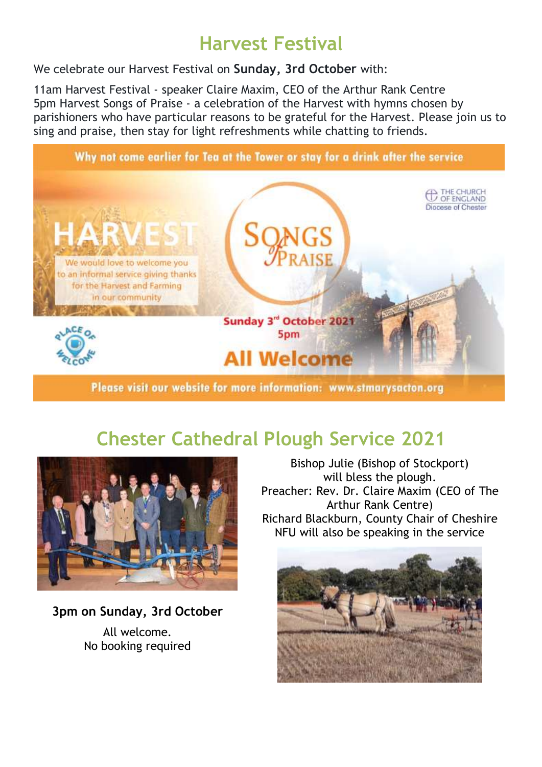## Harvest Festival

We celebrate our Harvest Festival on **Sunday, 3rd October** with:

11am Harvest Festival - speaker Claire Maxim, CEO of the Arthur Rank Centre
5pm Harvest Songs of Praise - a celebration of the Harvest with hymns chosen by parishioners who have particular reasons to be grateful for the Harvest. Please join us to sing and praise, then stay for light refreshments while chatting to friends.

**Why not come earlier for Tea at the Tower or stay for a drink after the service**

THE CHURCH OF ENGLAND
Diocese of Chester

HARVEST

We would love to welcome you to an informal service giving thanks for the Harvest and Farming in our community

SONGS of PRAISE

Sunday 3rd October 2021
5pm

PLACE OF WELCOME

**All Welcome**

**Please visit our website for more information: www.stmarysacton.org**

## Chester Cathedral Plough Service 2021

**3pm on Sunday, 3rd October**

All welcome.
No booking required

Bishop Julie (Bishop of Stockport) will bless the plough.
Preacher: Rev. Dr. Claire Maxim (CEO of The Arthur Rank Centre)
Richard Blackburn, County Chair of Cheshire NFU will also be speaking in the service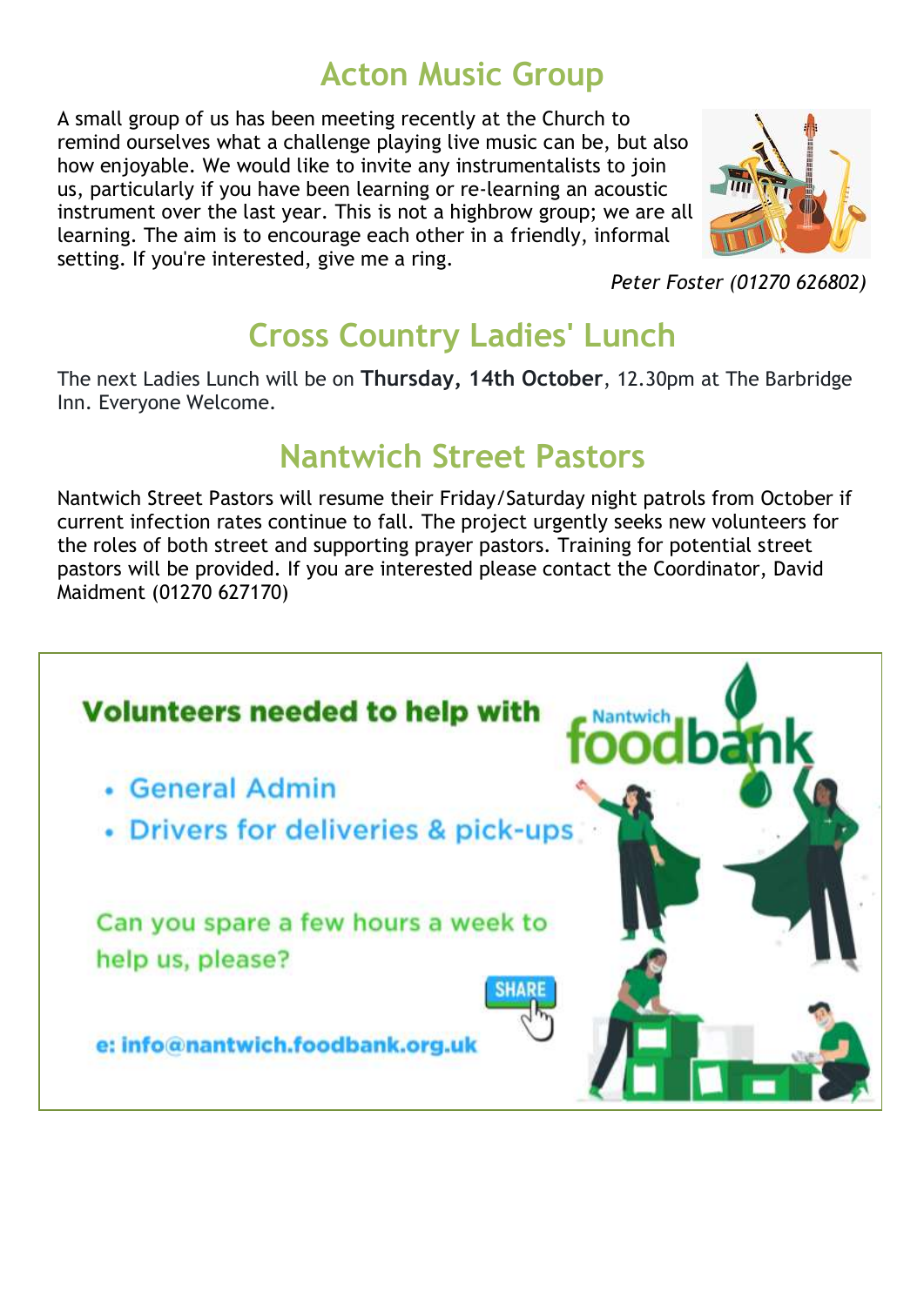# Acton Music Group

A small group of us has been meeting recently at the Church to remind ourselves what a challenge playing live music can be, but also how enjoyable. We would like to invite any instrumentalists to join us, particularly if you have been learning or re-learning an acoustic instrument over the last year. This is not a highbrow group; we are all learning. The aim is to encourage each other in a friendly, informal setting. If you're interested, give me a ring.

*Peter Foster (01270 626802)*

# Cross Country Ladies' Lunch

The next Ladies Lunch will be on **Thursday, 14th October**, 12.30pm at The Barbridge Inn. Everyone Welcome.

# Nantwich Street Pastors

Nantwich Street Pastors will resume their Friday/Saturday night patrols from October if current infection rates continue to fall. The project urgently seeks new volunteers for the roles of both street and supporting prayer pastors. Training for potential street pastors will be provided. If you are interested please contact the Coordinator, David Maidment (01270 627170)

**Volunteers needed to help with**

Nantwich foodbank

- General Admin
- Drivers for deliveries & pick-ups

Can you spare a few hours a week to help us, please?

SHARE

**e: info@nantwich.foodbank.org.uk**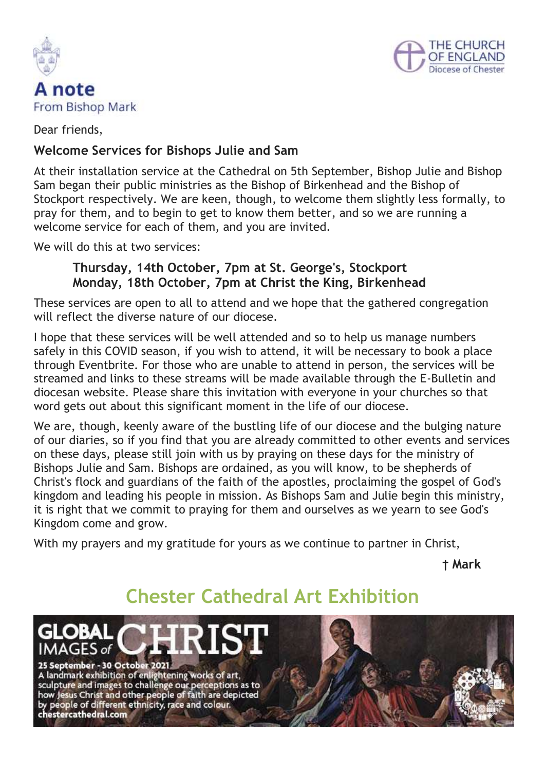# A note

From Bishop Mark

Dear friends,

### Welcome Services for Bishops Julie and Sam

At their installation service at the Cathedral on 5th September, Bishop Julie and Bishop Sam began their public ministries as the Bishop of Birkenhead and the Bishop of Stockport respectively. We are keen, though, to welcome them slightly less formally, to pray for them, and to begin to get to know them better, and so we are running a welcome service for each of them, and you are invited.

We will do this at two services:

> **Thursday, 14th October, 7pm at St. George's, Stockport**
> **Monday, 18th October, 7pm at Christ the King, Birkenhead**

These services are open to all to attend and we hope that the gathered congregation will reflect the diverse nature of our diocese.

I hope that these services will be well attended and so to help us manage numbers safely in this COVID season, if you wish to attend, it will be necessary to book a place through Eventbrite. For those who are unable to attend in person, the services will be streamed and links to these streams will be made available through the E-Bulletin and diocesan website. Please share this invitation with everyone in your churches so that word gets out about this significant moment in the life of our diocese.

We are, though, keenly aware of the bustling life of our diocese and the bulging nature of our diaries, so if you find that you are already committed to other events and services on these days, please still join with us by praying on these days for the ministry of Bishops Julie and Sam. Bishops are ordained, as you will know, to be shepherds of Christ's flock and guardians of the faith of the apostles, proclaiming the gospel of God's kingdom and leading his people in mission. As Bishops Sam and Julie begin this ministry, it is right that we commit to praying for them and ourselves as we yearn to see God's Kingdom come and grow.

With my prayers and my gratitude for yours as we continue to partner in Christ,

**† Mark**

## Chester Cathedral Art Exhibition

**GLOBAL IMAGES of CHRIST**

**25 September - 30 October 2021**

A landmark exhibition of enlightening works of art, sculpture and images to challenge our perceptions as to how Jesus Christ and other people of faith are depicted by people of different ethnicity, race and colour.

**chestercathedral.com**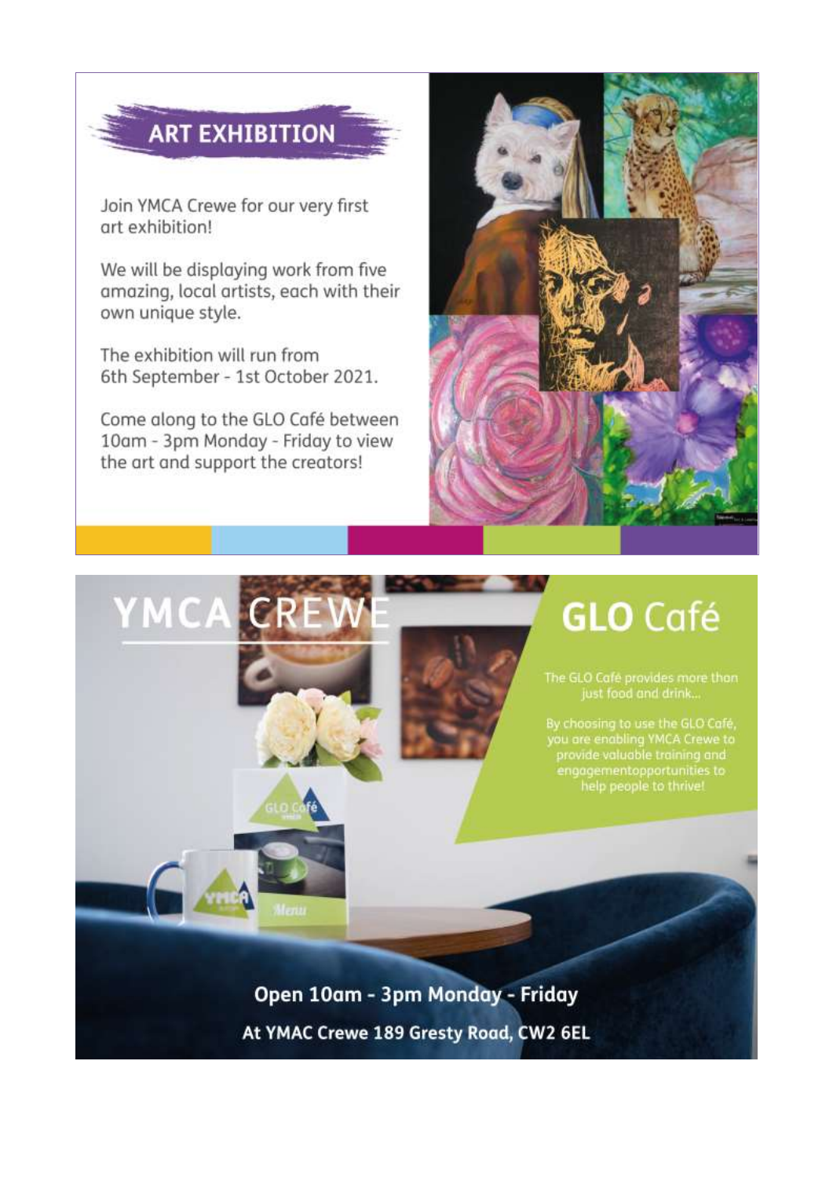## ART EXHIBITION

Join YMCA Crewe for our very first art exhibition!

We will be displaying work from five amazing, local artists, each with their own unique style.

The exhibition will run from 6th September - 1st October 2021.

Come along to the GLO Café between 10am - 3pm Monday - Friday to view the art and support the creators!

## YMCA CREWE

## GLO Café

The GLO Café provides more than just food and drink...

By choosing to use the GLO Café, you are enabling YMCA Crewe to provide valuable training and engagementopportunities to help people to thrive!

**Open 10am - 3pm Monday - Friday**

**At YMAC Crewe 189 Gresty Road, CW2 6EL**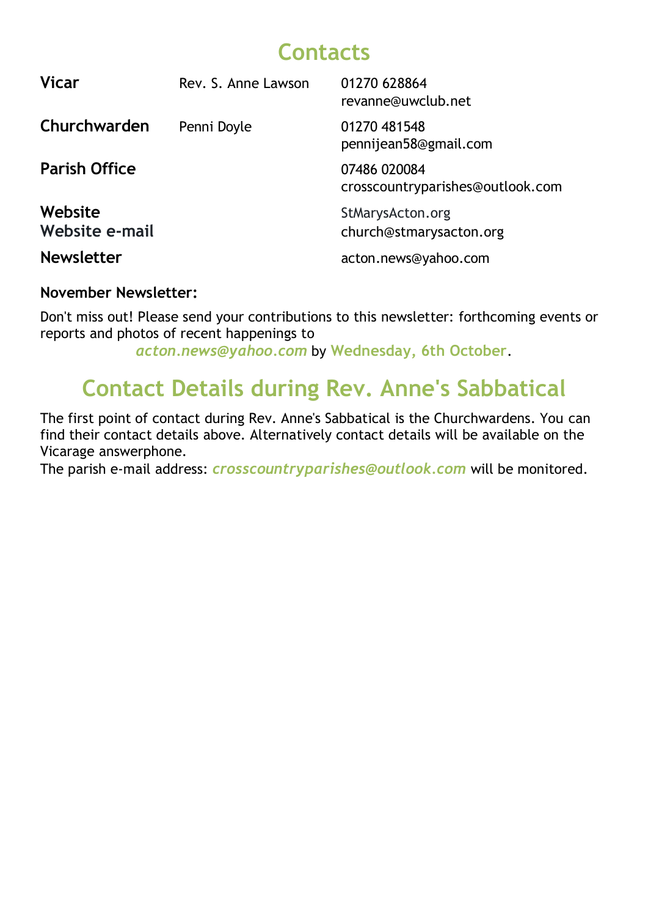# Contacts

| | | |
|---|---|---|
| **Vicar** | Rev. S. Anne Lawson | 01270 628864<br>revanne@uwclub.net |
| **Churchwarden** | Penni Doyle | 01270 481548<br>pennijean58@gmail.com |
| **Parish Office** | | 07486 020084<br>crosscountryparishes@outlook.com |
| **Website**<br>**Website e-mail** | | StMarysActon.org<br>church@stmarysacton.org |
| **Newsletter** | | acton.news@yahoo.com |

**November Newsletter:**

Don't miss out! Please send your contributions to this newsletter: forthcoming events or reports and photos of recent happenings to *acton.news@yahoo.com* by **Wednesday, 6th October**.

# Contact Details during Rev. Anne's Sabbatical

The first point of contact during Rev. Anne's Sabbatical is the Churchwardens. You can find their contact details above. Alternatively contact details will be available on the Vicarage answerphone.
The parish e-mail address: ***crosscountryparishes@outlook.com*** will be monitored.